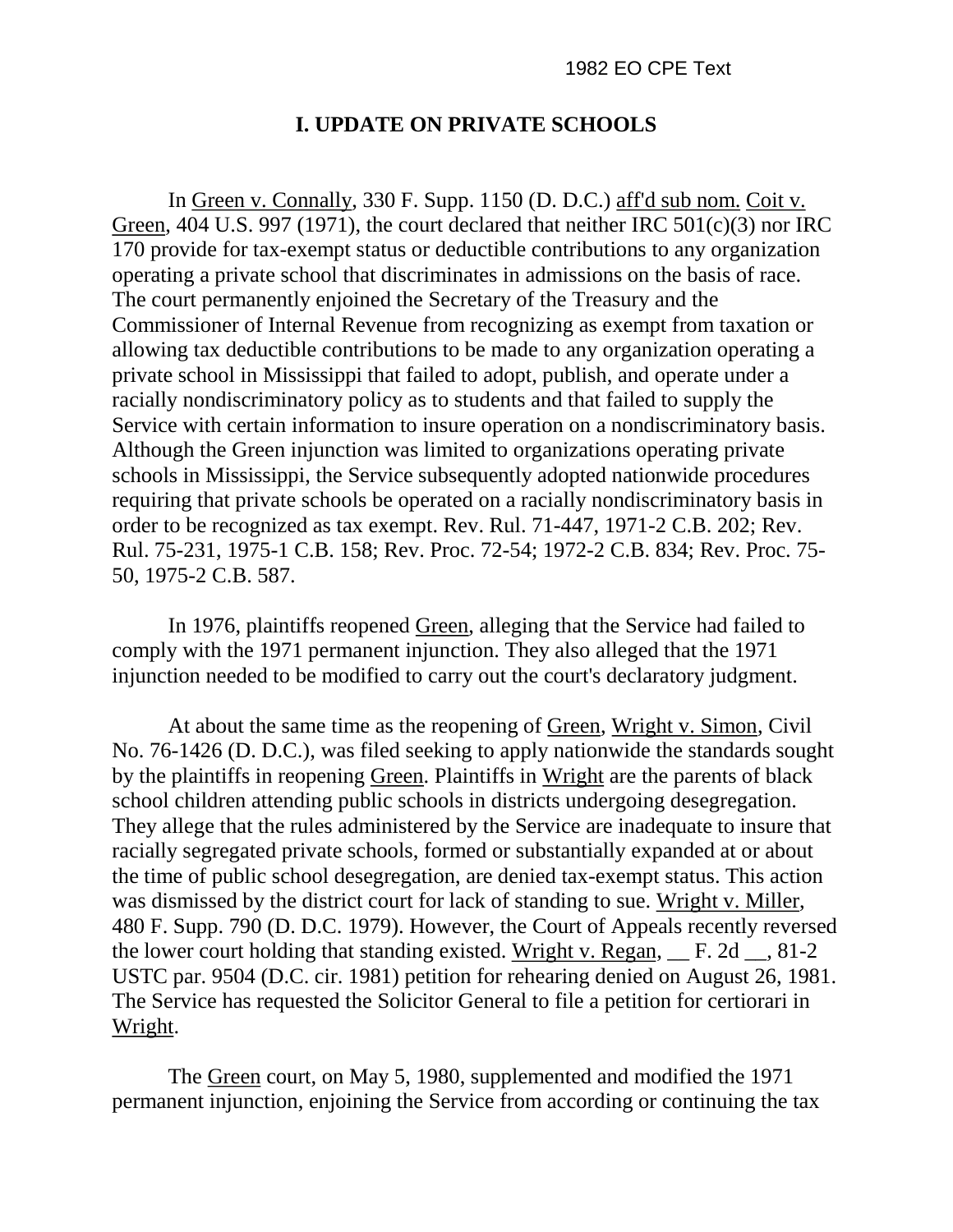# I. UPDATE ON PRIVATE SCHOOLS

In Green v. Connally, 330 F. Supp. 1150 (D. D.C.) aff'd sub nom. Coit v. Green, 404 U.S. 997 (1971), the court declared that neither IRC 501(c)(3) nor IRC 170 provide for tax-exempt status or deductible contributions to any organization operating a private school that discriminates in admissions on the basis of race. The court permanently enjoined the Secretary of the Treasury and the Commissioner of Internal Revenue from recognizing as exempt from taxation or allowing tax deductible contributions to be made to any organization operating a private school in Mississippi that failed to adopt, publish, and operate under a racially nondiscriminatory policy as to students and that failed to supply the Service with certain information to insure operation on a nondiscriminatory basis. Although the Green injunction was limited to organizations operating private schools in Mississippi, the Service subsequently adopted nationwide procedures requiring that private schools be operated on a racially nondiscriminatory basis in order to be recognized as tax exempt. Rev. Rul. 71-447, 1971-2 C.B. 202; Rev. Rul. 75-231, 1975-1 C.B. 158; Rev. Proc. 72-54; 1972-2 C.B. 834; Rev. Proc. 75-50, 1975-2 C.B. 587.

In 1976, plaintiffs reopened Green, alleging that the Service had failed to comply with the 1971 permanent injunction. They also alleged that the 1971 injunction needed to be modified to carry out the court's declaratory judgment.

At about the same time as the reopening of Green, Wright v. Simon, Civil No. 76-1426 (D. D.C.), was filed seeking to apply nationwide the standards sought by the plaintiffs in reopening Green. Plaintiffs in Wright are the parents of black school children attending public schools in districts undergoing desegregation. They allege that the rules administered by the Service are inadequate to insure that racially segregated private schools, formed or substantially expanded at or about the time of public school desegregation, are denied tax-exempt status. This action was dismissed by the district court for lack of standing to sue. Wright v. Miller, 480 F. Supp. 790 (D. D.C. 1979). However, the Court of Appeals recently reversed the lower court holding that standing existed. Wright v. Regan, __ F. 2d __, 81-2 USTC par. 9504 (D.C. cir. 1981) petition for rehearing denied on August 26, 1981. The Service has requested the Solicitor General to file a petition for certiorari in Wright.

The Green court, on May 5, 1980, supplemented and modified the 1971 permanent injunction, enjoining the Service from according or continuing the tax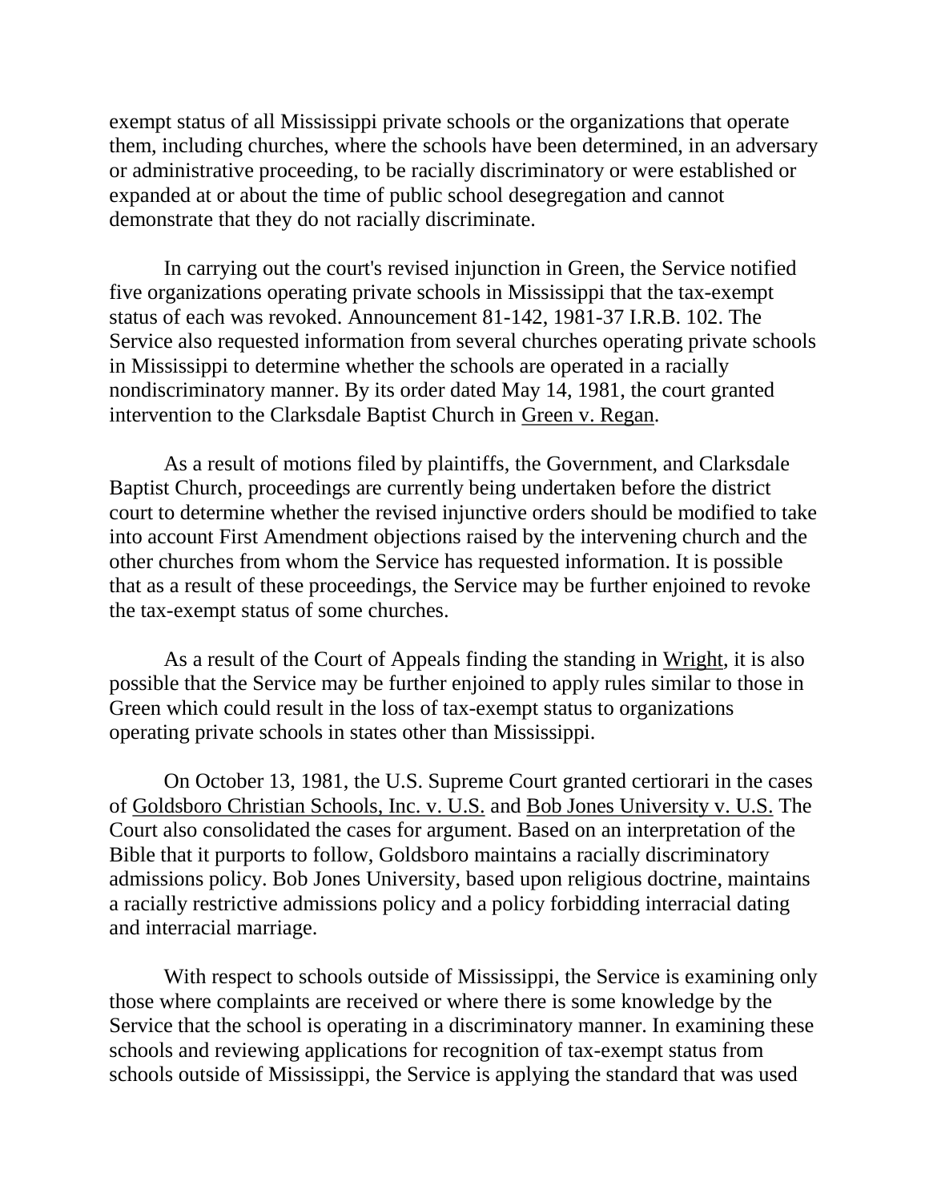exempt status of all Mississippi private schools or the organizations that operate them, including churches, where the schools have been determined, in an adversary or administrative proceeding, to be racially discriminatory or were established or expanded at or about the time of public school desegregation and cannot demonstrate that they do not racially discriminate.

In carrying out the court's revised injunction in Green, the Service notified five organizations operating private schools in Mississippi that the tax-exempt status of each was revoked. Announcement 81-142, 1981-37 I.R.B. 102. The Service also requested information from several churches operating private schools in Mississippi to determine whether the schools are operated in a racially nondiscriminatory manner. By its order dated May 14, 1981, the court granted intervention to the Clarksdale Baptist Church in Green v. Regan.

As a result of motions filed by plaintiffs, the Government, and Clarksdale Baptist Church, proceedings are currently being undertaken before the district court to determine whether the revised injunctive orders should be modified to take into account First Amendment objections raised by the intervening church and the other churches from whom the Service has requested information. It is possible that as a result of these proceedings, the Service may be further enjoined to revoke the tax-exempt status of some churches.

As a result of the Court of Appeals finding the standing in Wright, it is also possible that the Service may be further enjoined to apply rules similar to those in Green which could result in the loss of tax-exempt status to organizations operating private schools in states other than Mississippi.

On October 13, 1981, the U.S. Supreme Court granted certiorari in the cases of Goldsboro Christian Schools, Inc. v. U.S. and Bob Jones University v. U.S. The Court also consolidated the cases for argument. Based on an interpretation of the Bible that it purports to follow, Goldsboro maintains a racially discriminatory admissions policy. Bob Jones University, based upon religious doctrine, maintains a racially restrictive admissions policy and a policy forbidding interracial dating and interracial marriage.

With respect to schools outside of Mississippi, the Service is examining only those where complaints are received or where there is some knowledge by the Service that the school is operating in a discriminatory manner. In examining these schools and reviewing applications for recognition of tax-exempt status from schools outside of Mississippi, the Service is applying the standard that was used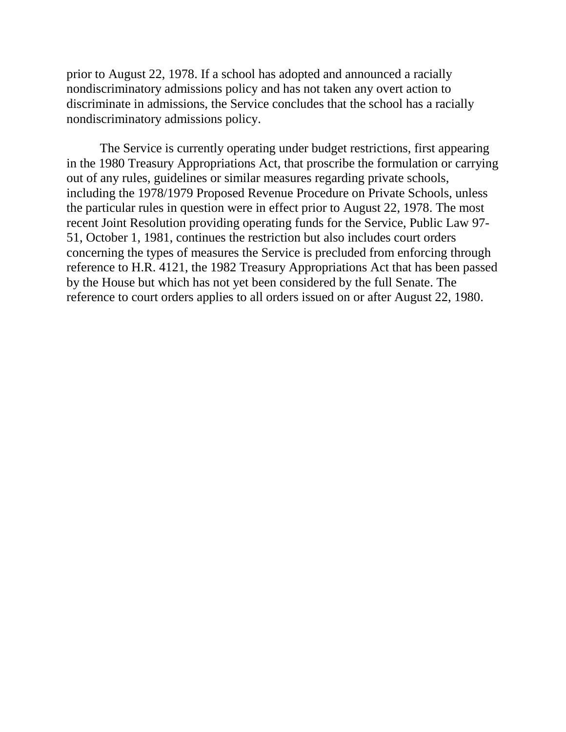prior to August 22, 1978. If a school has adopted and announced a racially nondiscriminatory admissions policy and has not taken any overt action to discriminate in admissions, the Service concludes that the school has a racially nondiscriminatory admissions policy.

The Service is currently operating under budget restrictions, first appearing in the 1980 Treasury Appropriations Act, that proscribe the formulation or carrying out of any rules, guidelines or similar measures regarding private schools, including the 1978/1979 Proposed Revenue Procedure on Private Schools, unless the particular rules in question were in effect prior to August 22, 1978. The most recent Joint Resolution providing operating funds for the Service, Public Law 97-51, October 1, 1981, continues the restriction but also includes court orders concerning the types of measures the Service is precluded from enforcing through reference to H.R. 4121, the 1982 Treasury Appropriations Act that has been passed by the House but which has not yet been considered by the full Senate. The reference to court orders applies to all orders issued on or after August 22, 1980.